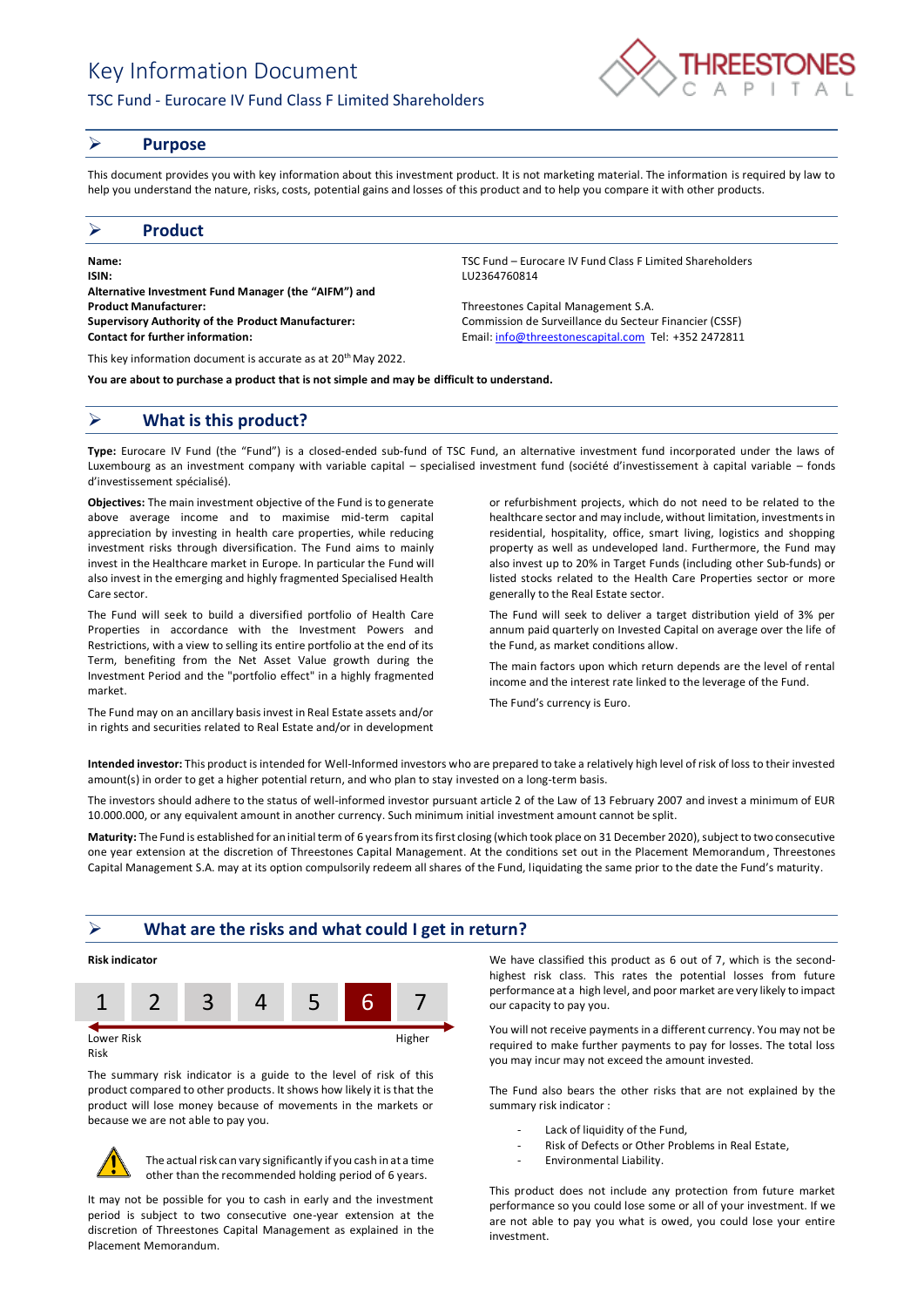# Key Information Document

## TSC Fund - Eurocare IV Fund Class F Limited Shareholders

THREESTONES CAPITAL

## ➢ Purpose

This document provides you with key information about this investment product. It is not marketing material. The information is required by law to help you understand the nature, risks, costs, potential gains and losses of this product and to help you compare it with other products.

## ➢ Product

| | |
|---|---|
| **Name:** | TSC Fund – Eurocare IV Fund Class F Limited Shareholders |
| **ISIN:** | LU2364760814 |
| **Alternative Investment Fund Manager (the "AIFM") and Product Manufacturer:** | Threestones Capital Management S.A. |
| **Supervisory Authority of the Product Manufacturer:** | Commission de Surveillance du Secteur Financier (CSSF) |
| **Contact for further information:** | Email: info@threestonescapital.com Tel: +352 2472811 |

This key information document is accurate as at 20th May 2022.

**You are about to purchase a product that is not simple and may be difficult to understand.**

## ➢ What is this product?

**Type:** Eurocare IV Fund (the "Fund") is a closed-ended sub-fund of TSC Fund, an alternative investment fund incorporated under the laws of Luxembourg as an investment company with variable capital – specialised investment fund (société d'investissement à capital variable – fonds d'investissement spécialisé).

**Objectives:** The main investment objective of the Fund is to generate above average income and maximise mid-term capital appreciation by investing in health care properties, while reducing investment risks through diversification. The Fund aims to mainly invest in the Healthcare market in Europe. In particular the Fund will also invest in the emerging and highly fragmented Specialised Health Care sector.

The Fund will seek to build a diversified portfolio of Health Care Properties in accordance with the Investment Powers and Restrictions, with a view to selling its entire portfolio at the end of its Term, benefiting from the Net Asset Value growth during the Investment Period and the "portfolio effect" in a highly fragmented market.

The Fund may on an ancillary basis invest in Real Estate assets and/or in rights and securities related to Real Estate and/or in development or refurbishment projects, which do not need to be related to the healthcare sector and may include, without limitation, investments in residential, hospitality, office, smart living, logistics and shopping property as well as undeveloped land. Furthermore, the Fund may also invest up to 20% in Target Funds (including other Sub-funds) or listed stocks related to the Health Care Properties sector or more generally to the Real Estate sector.

The Fund will seek to deliver a target distribution yield of 3% per annum paid quarterly on Invested Capital on average over the life of the Fund, as market conditions allow.

The main factors upon which return depends are the level of rental income and the interest rate linked to the leverage of the Fund.

The Fund's currency is Euro.

**Intended investor:** This product is intended for Well-Informed investors who are prepared to take a relatively high level of risk of loss to their invested amount(s) in order to get a higher potential return, and who plan to stay invested on a long-term basis.

The investors should adhere to the status of well-informed investor pursuant article 2 of the Law of 13 February 2007 and invest a minimum of EUR 10.000.000, or any equivalent amount in another currency. Such minimum initial investment amount cannot be split.

**Maturity:** The Fund is established for an initial term of 6 years from its first closing (which took place on 31 December 2020), subject to two consecutive one year extension at the discretion of Threestones Capital Management. At the conditions set out in the Placement Memorandum, Threestones Capital Management S.A. may at its option compulsorily redeem all shares of the Fund, liquidating the same prior to the date the Fund's maturity.

## ➢ What are the risks and what could I get in return?

**Risk indicator**

| 1 | 2 | 3 | 4 | 5 | **6** | 7 |
|---|---|---|---|---|---|---|

Lower Risk — Higher Risk

The summary risk indicator is a guide to the level of risk of this product compared to other products. It shows how likely it is that the product will lose money because of movements in the markets or because we are not able to pay you.

⚠ The actual risk can vary significantly if you cash in at a time other than the recommended holding period of 6 years.

It may not be possible for you to cash in early and the investment period is subject to two consecutive one-year extension at the discretion of Threestones Capital Management as explained in the Placement Memorandum.

We have classified this product as 6 out of 7, which is the second-highest risk class. This rates the potential losses from future performance at a high level, and poor market are very likely to impact our capacity to pay you.

You will not receive payments in a different currency. You may not be required to make further payments to pay for losses. The total loss you may incur may not exceed the amount invested.

The Fund also bears the other risks that are not explained by the summary risk indicator :

- Lack of liquidity of the Fund,
- Risk of Defects or Other Problems in Real Estate,
- Environmental Liability.

This product does not include any protection from future market performance so you could lose some or all of your investment. If we are not able to pay you what is owed, you could lose your entire investment.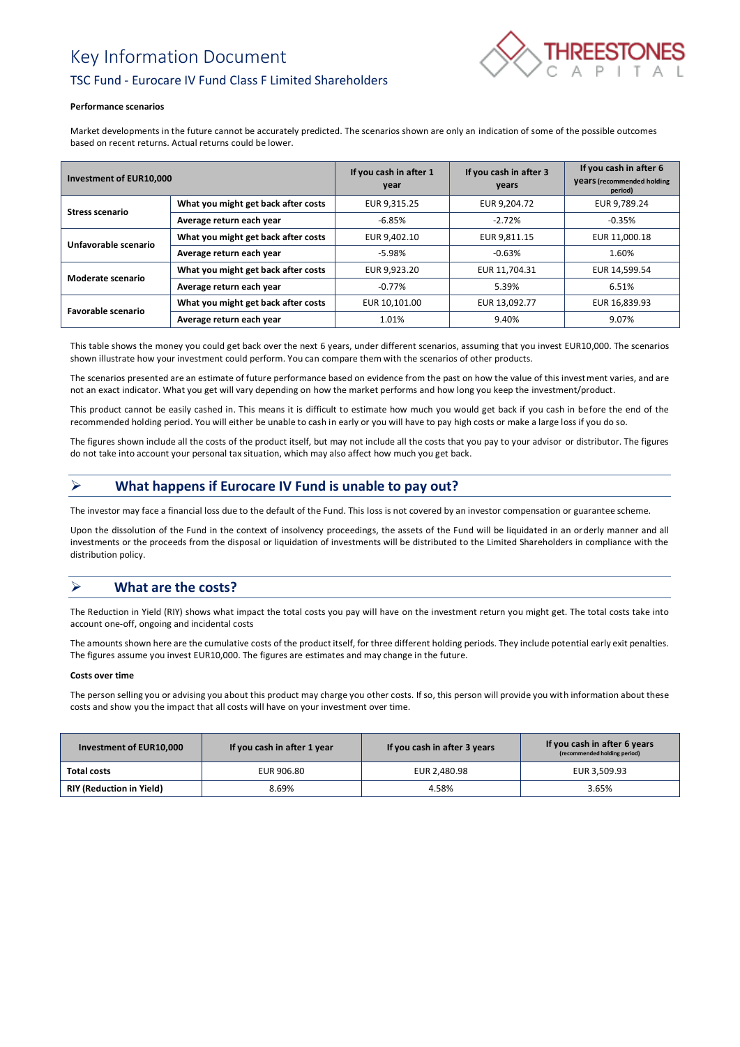# Key Information Document

## TSC Fund - Eurocare IV Fund Class F Limited Shareholders

**Performance scenarios**

Market developments in the future cannot be accurately predicted. The scenarios shown are only an indication of some of the possible outcomes based on recent returns. Actual returns could be lower.

| Investment of EUR10,000 | | If you cash in after 1 year | If you cash in after 3 years | If you cash in after 6 years (recommended holding period) |
|---|---|---|---|---|
| **Stress scenario** | **What you might get back after costs** | EUR 9,315.25 | EUR 9,204.72 | EUR 9,789.24 |
| | **Average return each year** | -6.85% | -2.72% | -0.35% |
| **Unfavorable scenario** | **What you might get back after costs** | EUR 9,402.10 | EUR 9,811.15 | EUR 11,000.18 |
| | **Average return each year** | -5.98% | -0.63% | 1.60% |
| **Moderate scenario** | **What you might get back after costs** | EUR 9,923.20 | EUR 11,704.31 | EUR 14,599.54 |
| | **Average return each year** | -0.77% | 5.39% | 6.51% |
| **Favorable scenario** | **What you might get back after costs** | EUR 10,101.00 | EUR 13,092.77 | EUR 16,839.93 |
| | **Average return each year** | 1.01% | 9.40% | 9.07% |

This table shows the money you could get back over the next 6 years, under different scenarios, assuming that you invest EUR10,000. The scenarios shown illustrate how your investment could perform. You can compare them with the scenarios of other products.

The scenarios presented are an estimate of future performance based on evidence from the past on how the value of this investment varies, and are not an exact indicator. What you get will vary depending on how the market performs and how long you keep the investment/product.

This product cannot be easily cashed in. This means it is difficult to estimate how much you would get back if you cash in before the end of the recommended holding period. You will either be unable to cash in early or you will have to pay high costs or make a large loss if you do so.

The figures shown include all the costs of the product itself, but may not include all the costs that you pay to your advisor or distributor. The figures do not take into account your personal tax situation, which may also affect how much you get back.

## ➢ What happens if Eurocare IV Fund is unable to pay out?

The investor may face a financial loss due to the default of the Fund. This loss is not covered by an investor compensation or guarantee scheme.

Upon the dissolution of the Fund in the context of insolvency proceedings, the assets of the Fund will be liquidated in an orderly manner and all investments or the proceeds from the disposal or liquidation of investments will be distributed to the Limited Shareholders in compliance with the distribution policy.

## ➢ What are the costs?

The Reduction in Yield (RIY) shows what impact the total costs you pay will have on the investment return you might get. The total costs take into account one-off, ongoing and incidental costs

The amounts shown here are the cumulative costs of the product itself, for three different holding periods. They include potential early exit penalties. The figures assume you invest EUR10,000. The figures are estimates and may change in the future.

**Costs over time**

The person selling you or advising you about this product may charge you other costs. If so, this person will provide you with information about these costs and show you the impact that all costs will have on your investment over time.

| Investment of EUR10,000 | If you cash in after 1 year | If you cash in after 3 years | If you cash in after 6 years (recommended holding period) |
|---|---|---|---|
| **Total costs** | EUR 906.80 | EUR 2,480.98 | EUR 3,509.93 |
| **RIY (Reduction in Yield)** | 8.69% | 4.58% | 3.65% |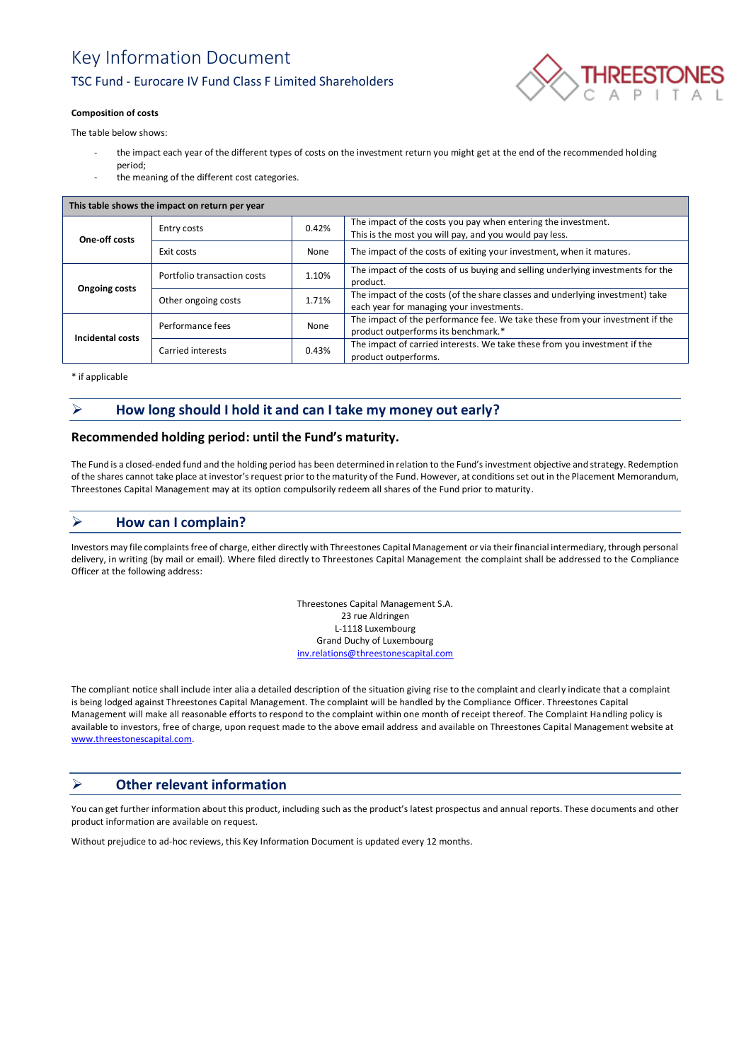# Key Information Document

## TSC Fund - Eurocare IV Fund Class F Limited Shareholders

**Composition of costs**

The table below shows:

- the impact each year of the different types of costs on the investment return you might get at the end of the recommended holding period;
- the meaning of the different cost categories.

| This table shows the impact on return per year | | | |
|---|---|---|---|
| **One-off costs** | Entry costs | 0.42% | The impact of the costs you pay when entering the investment. This is the most you will pay, and you would pay less. |
| | Exit costs | None | The impact of the costs of exiting your investment, when it matures. |
| **Ongoing costs** | Portfolio transaction costs | 1.10% | The impact of the costs of us buying and selling underlying investments for the product. |
| | Other ongoing costs | 1.71% | The impact of the costs (of the share classes and underlying investment) take each year for managing your investments. |
| **Incidental costs** | Performance fees | None | The impact of the performance fee. We take these from your investment if the product outperforms its benchmark.* |
| | Carried interests | 0.43% | The impact of carried interests. We take these from you investment if the product outperforms. |

\* if applicable

## How long should I hold it and can I take my money out early?

### Recommended holding period: until the Fund's maturity.

The Fund is a closed-ended fund and the holding period has been determined in relation to the Fund's investment objective and strategy. Redemption of the shares cannot take place at investor's request prior to the maturity of the Fund. However, at conditions set out in the Placement Memorandum, Threestones Capital Management may at its option compulsorily redeem all shares of the Fund prior to maturity.

## How can I complain?

Investors may file complaints free of charge, either directly with Threestones Capital Management or via their financial intermediary, through personal delivery, in writing (by mail or email). Where filed directly to Threestones Capital Management the complaint shall be addressed to the Compliance Officer at the following address:

Threestones Capital Management S.A.
23 rue Aldringen
L-1118 Luxembourg
Grand Duchy of Luxembourg
inv.relations@threestonescapital.com

The compliant notice shall include inter alia a detailed description of the situation giving rise to the complaint and clearly indicate that a complaint is being lodged against Threestones Capital Management. The complaint will be handled by the Compliance Officer. Threestones Capital Management will make all reasonable efforts to respond to the complaint within one month of receipt thereof. The Complaint Handling policy is available to investors, free of charge, upon request made to the above email address and available on Threestones Capital Management website at www.threestonescapital.com.

## Other relevant information

You can get further information about this product, including such as the product's latest prospectus and annual reports. These documents and other product information are available on request.

Without prejudice to ad-hoc reviews, this Key Information Document is updated every 12 months.